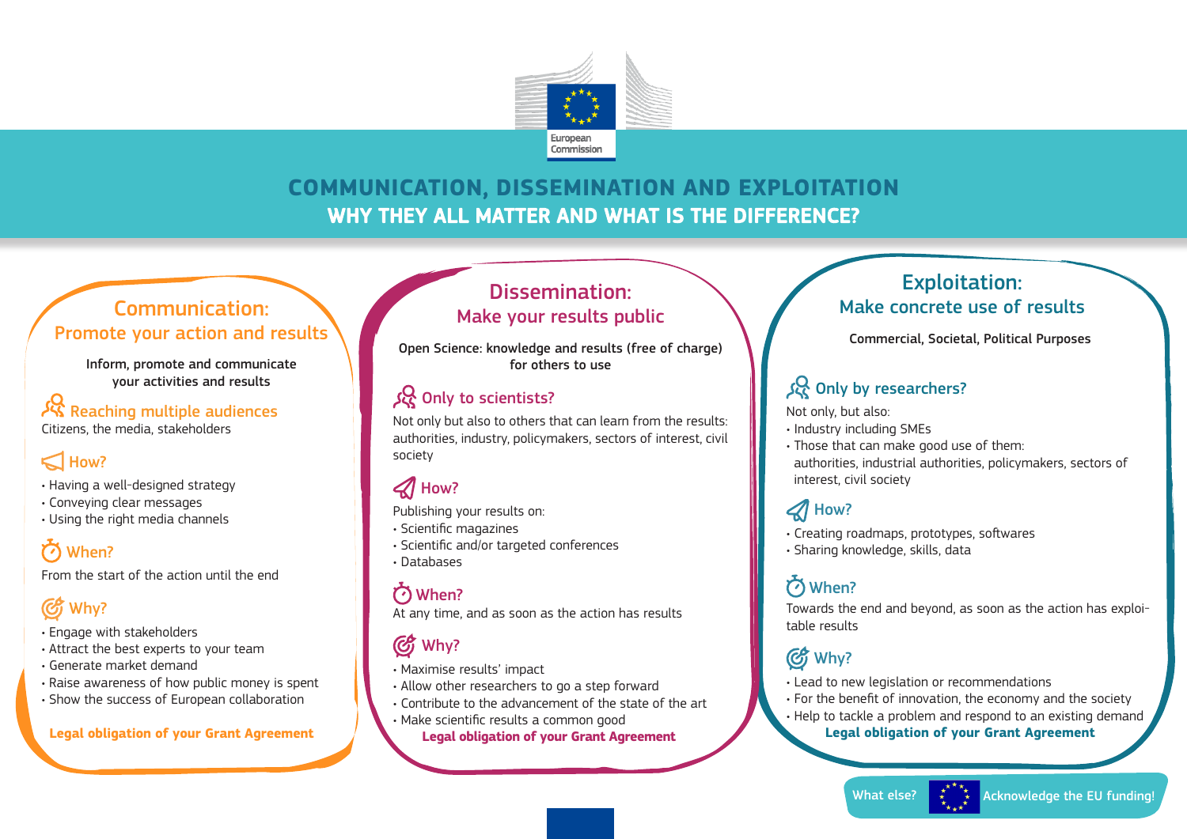European Commission

# COMMUNICATION, DISSEMINATION AND EXPLOITATION

## WHY THEY ALL MATTER AND WHAT IS THE DIFFERENCE?

## Communication: Promote your action and results

Inform, promote and communicate your activities and results

### Reaching multiple audiences

Citizens, the media, stakeholders

### How?

- Having a well-designed strategy
- Conveying clear messages
- Using the right media channels

### When?

From the start of the action until the end

### Why?

- Engage with stakeholders
- Attract the best experts to your team
- Generate market demand
- Raise awareness of how public money is spent
- Show the success of European collaboration

**Legal obligation of your Grant Agreement**

## Dissemination: Make your results public

Open Science: knowledge and results (free of charge) for others to use

### Only to scientists?

Not only but also to others that can learn from the results: authorities, industry, policymakers, sectors of interest, civil society

### How?

Publishing your results on:

- Scientific magazines
- Scientific and/or targeted conferences
- Databases

### When?

At any time, and as soon as the action has results

### Why?

- Maximise results' impact
- Allow other researchers to go a step forward
- Contribute to the advancement of the state of the art
- Make scientific results a common good

**Legal obligation of your Grant Agreement**

## Exploitation: Make concrete use of results

Commercial, Societal, Political Purposes

### Only by researchers?

Not only, but also:

- Industry including SMEs
- Those that can make good use of them: authorities, industrial authorities, policymakers, sectors of interest, civil society

### How?

- Creating roadmaps, prototypes, softwares
- Sharing knowledge, skills, data

### When?

Towards the end and beyond, as soon as the action has exploitable results

### Why?

- Lead to new legislation or recommendations
- For the benefit of innovation, the economy and the society
- Help to tackle a problem and respond to an existing demand

**Legal obligation of your Grant Agreement**

What else? Acknowledge the EU funding!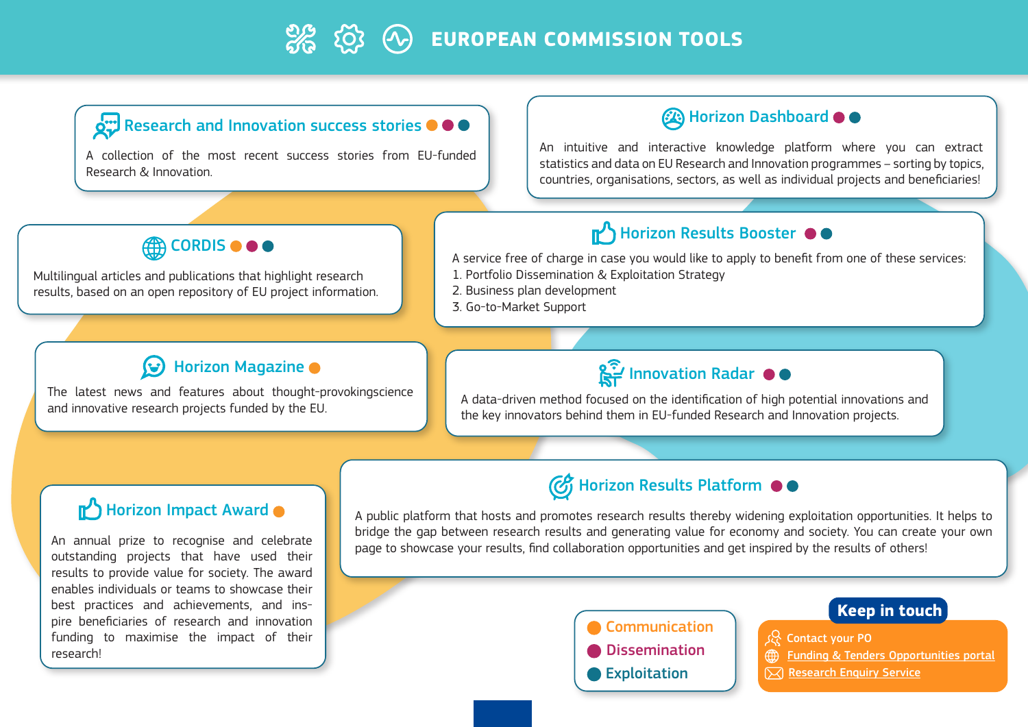# EUROPEAN COMMISSION TOOLS

## Research and Innovation success stories

A collection of the most recent success stories from EU-funded Research & Innovation.

## Horizon Dashboard

An intuitive and interactive knowledge platform where you can extract statistics and data on EU Research and Innovation programmes – sorting by topics, countries, organisations, sectors, as well as individual projects and beneficiaries!

## CORDIS

Multilingual articles and publications that highlight research results, based on an open repository of EU project information.

## Horizon Results Booster

A service free of charge in case you would like to apply to benefit from one of these services:

1. Portfolio Dissemination & Exploitation Strategy
2. Business plan development
3. Go-to-Market Support

## Horizon Magazine

The latest news and features about thought-provokingscience and innovative research projects funded by the EU.

## Innovation Radar

A data-driven method focused on the identification of high potential innovations and the key innovators behind them in EU-funded Research and Innovation projects.

## Horizon Impact Award

An annual prize to recognise and celebrate outstanding projects that have used their results to provide value for society. The award enables individuals or teams to showcase their best practices and achievements, and inspire beneficiaries of research and innovation funding to maximise the impact of their research!

## Horizon Results Platform

A public platform that hosts and promotes research results thereby widening exploitation opportunities. It helps to bridge the gap between research results and generating value for economy and society. You can create your own page to showcase your results, find collaboration opportunities and get inspired by the results of others!

- Communication
- Dissemination
- Exploitation

## Keep in touch

- Contact your PO
- Funding & Tenders Opportunities portal
- Research Enquiry Service